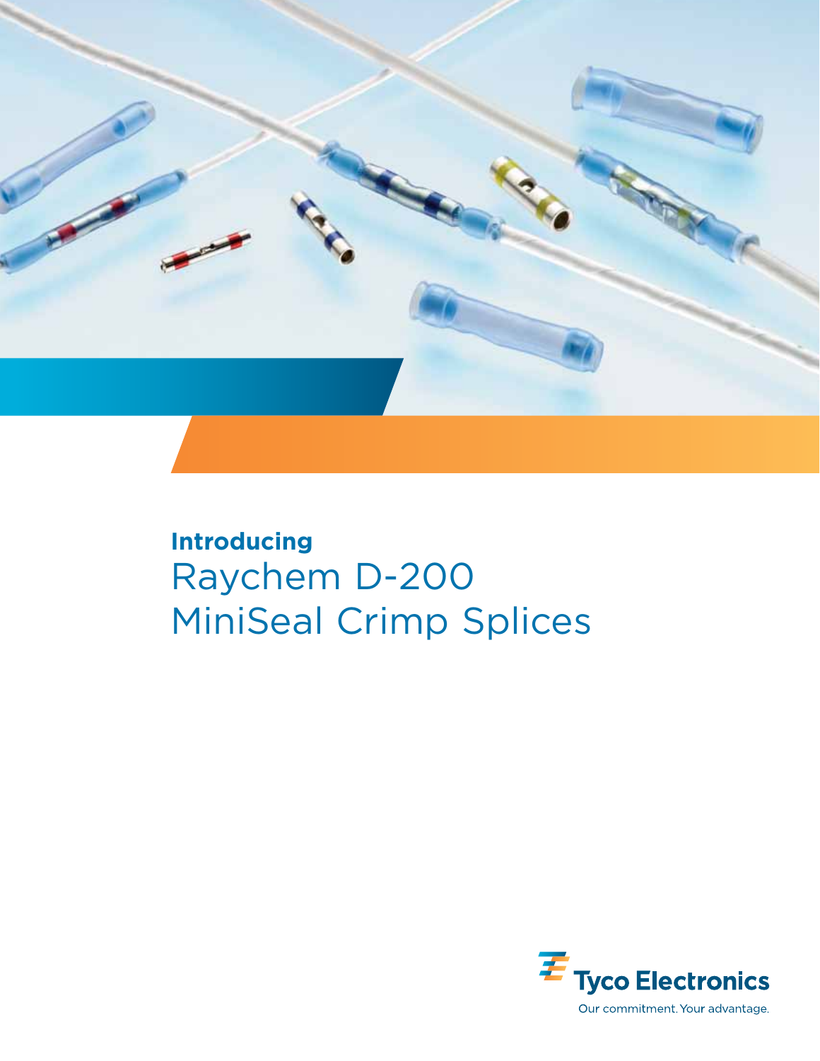**Introducing**

# Raychem D-200 MiniSeal Crimp Splices

Tyco Electronics

Our commitment. Your advantage.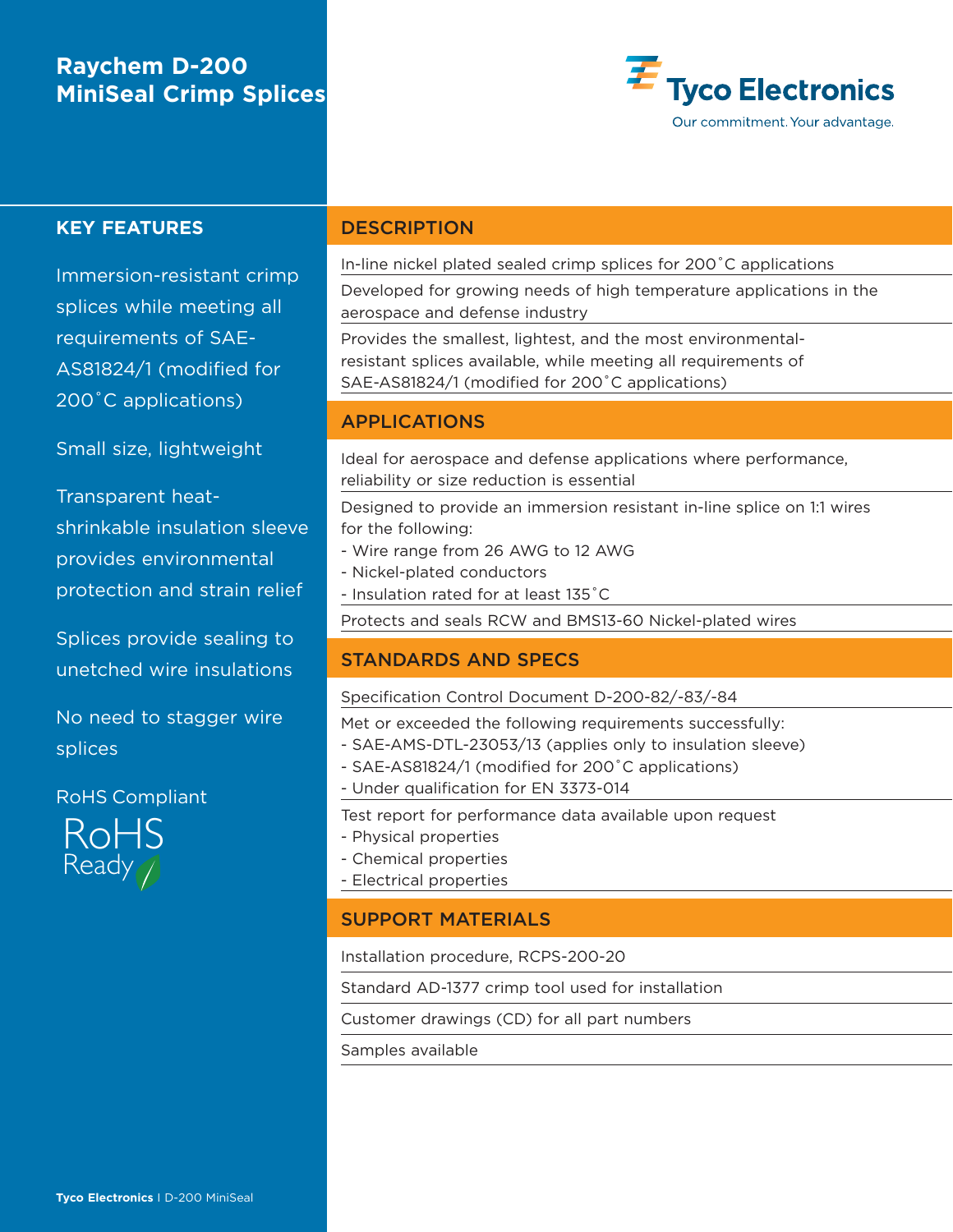# Raychem D-200 MiniSeal Crimp Splices

Tyco Electronics

Our commitment. Your advantage.

## KEY FEATURES

Immersion-resistant crimp splices while meeting all requirements of SAE-AS81824/1 (modified for 200˚C applications)

Small size, lightweight

Transparent heat-shrinkable insulation sleeve provides environmental protection and strain relief

Splices provide sealing to unetched wire insulations

No need to stagger wire splices

RoHS Compliant

RoHS Ready

## DESCRIPTION

In-line nickel plated sealed crimp splices for 200˚C applications

Developed for growing needs of high temperature applications in the aerospace and defense industry

Provides the smallest, lightest, and the most environmental-resistant splices available, while meeting all requirements of SAE-AS81824/1 (modified for 200˚C applications)

## APPLICATIONS

Ideal for aerospace and defense applications where performance, reliability or size reduction is essential

Designed to provide an immersion resistant in-line splice on 1:1 wires for the following:
- Wire range from 26 AWG to 12 AWG
- Nickel-plated conductors
- Insulation rated for at least 135˚C

Protects and seals RCW and BMS13-60 Nickel-plated wires

## STANDARDS AND SPECS

Specification Control Document D-200-82/-83/-84

Met or exceeded the following requirements successfully:
- SAE-AMS-DTL-23053/13 (applies only to insulation sleeve)
- SAE-AS81824/1 (modified for 200˚C applications)
- Under qualification for EN 3373-014

Test report for performance data available upon request
- Physical properties
- Chemical properties
- Electrical properties

## SUPPORT MATERIALS

Installation procedure, RCPS-200-20

Standard AD-1377 crimp tool used for installation

Customer drawings (CD) for all part numbers

Samples available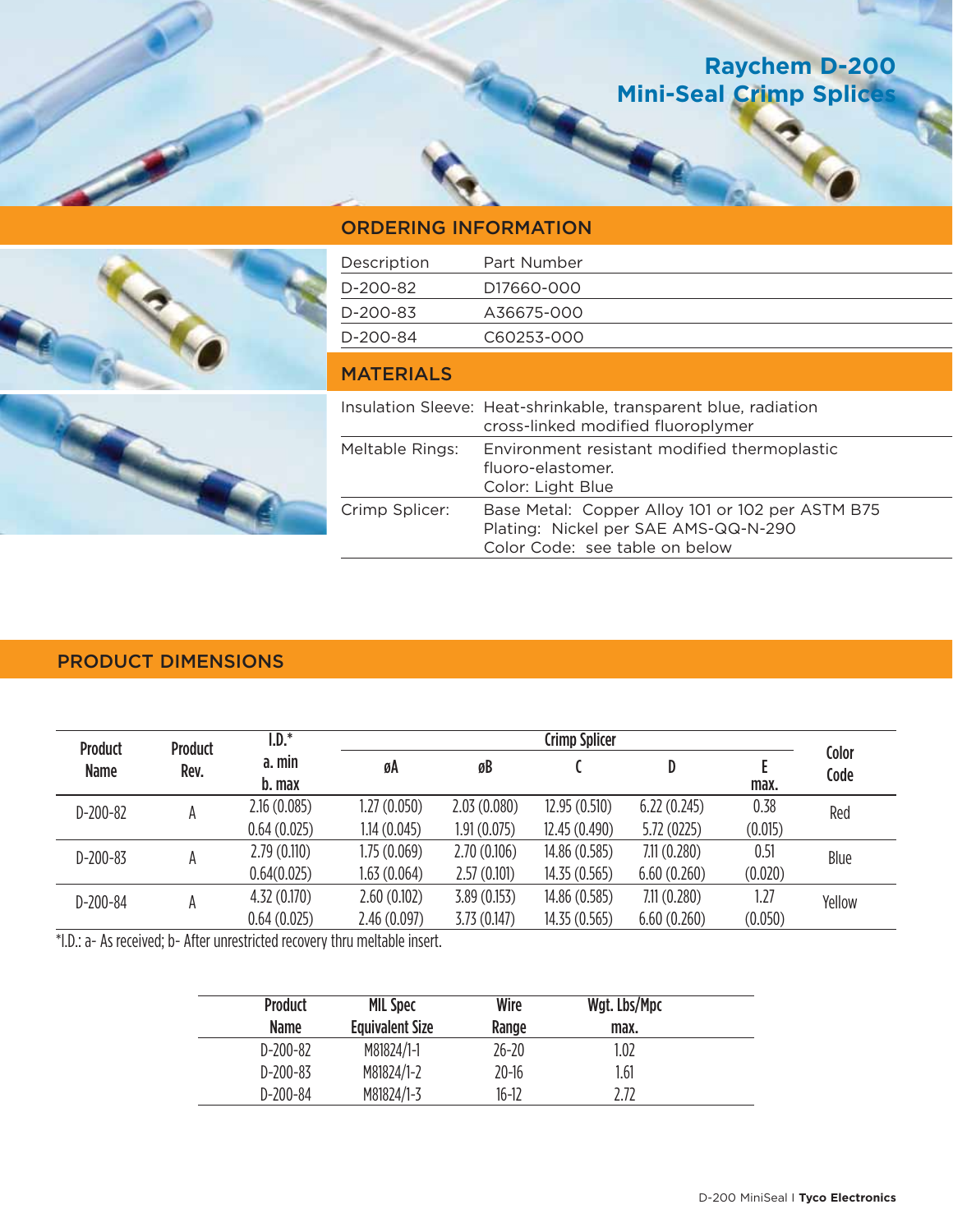# Raychem D-200 Mini-Seal Crimp Splices

## ORDERING INFORMATION

| Description | Part Number |
| --- | --- |
| D-200-82 | D17660-000 |
| D-200-83 | A36675-000 |
| D-200-84 | C60253-000 |

## MATERIALS

| | |
| --- | --- |
| Insulation Sleeve: | Heat-shrinkable, transparent blue, radiation cross-linked modified fluoroplymer |
| Meltable Rings: | Environment resistant modified thermoplastic fluoro-elastomer. Color: Light Blue |
| Crimp Splicer: | Base Metal: Copper Alloy 101 or 102 per ASTM B75<br>Plating: Nickel per SAE AMS-QQ-N-290<br>Color Code: see table on below |

## PRODUCT DIMENSIONS

| Product Name | Product Rev. | I.D.* a. min b. max | Crimp Splicer | | | | | Color Code |
| --- | --- | --- | --- | --- | --- | --- | --- | --- |
| | | | øA | øB | C | D | E max. | |
| D-200-82 | A | 2.16 (0.085)<br>0.64 (0.025) | 1.27 (0.050)<br>1.14 (0.045) | 2.03 (0.080)<br>1.91 (0.075) | 12.95 (0.510)<br>12.45 (0.490) | 6.22 (0.245)<br>5.72 (0225) | 0.38<br>(0.015) | Red |
| D-200-83 | A | 2.79 (0.110)<br>0.64(0.025) | 1.75 (0.069)<br>1.63 (0.064) | 2.70 (0.106)<br>2.57 (0.101) | 14.86 (0.585)<br>14.35 (0.565) | 7.11 (0.280)<br>6.60 (0.260) | 0.51<br>(0.020) | Blue |
| D-200-84 | A | 4.32 (0.170)<br>0.64 (0.025) | 2.60 (0.102)<br>2.46 (0.097) | 3.89 (0.153)<br>3.73 (0.147) | 14.86 (0.585)<br>14.35 (0.565) | 7.11 (0.280)<br>6.60 (0.260) | 1.27<br>(0.050) | Yellow |

*I.D.: a- As received; b- After unrestricted recovery thru meltable insert.

| Product Name | MIL Spec Equivalent Size | Wire Range | Wgt. Lbs/Mpc max. |
| --- | --- | --- | --- |
| D-200-82 | M81824/1-1 | 26-20 | 1.02 |
| D-200-83 | M81824/1-2 | 20-16 | 1.61 |
| D-200-84 | M81824/1-3 | 16-12 | 2.72 |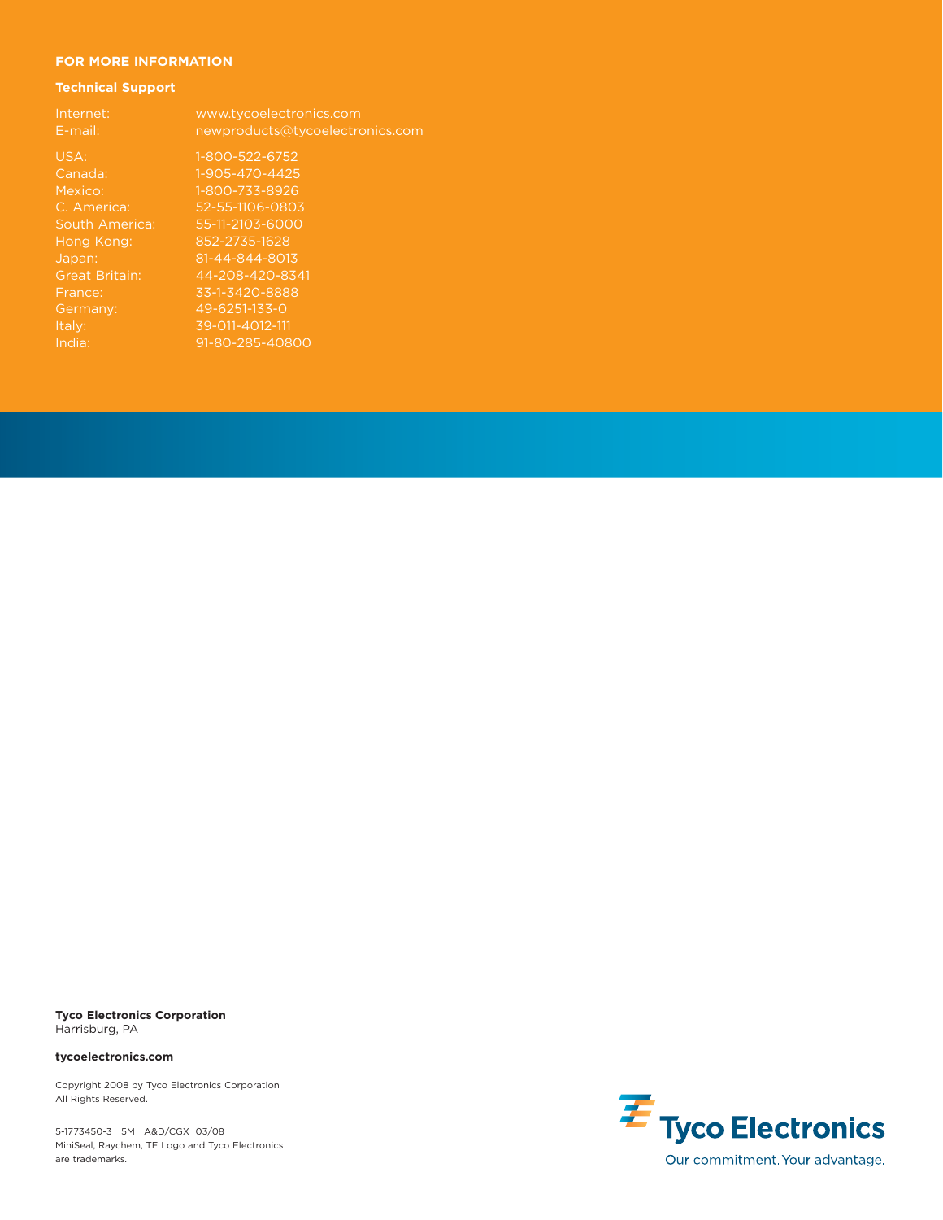## FOR MORE INFORMATION

### Technical Support

| | |
|---|---|
| Internet: | www.tycoelectronics.com |
| E-mail: | newproducts@tycoelectronics.com |
| USA: | 1-800-522-6752 |
| Canada: | 1-905-470-4425 |
| Mexico: | 1-800-733-8926 |
| C. America: | 52-55-1106-0803 |
| South America: | 55-11-2103-6000 |
| Hong Kong: | 852-2735-1628 |
| Japan: | 81-44-844-8013 |
| Great Britain: | 44-208-420-8341 |
| France: | 33-1-3420-8888 |
| Germany: | 49-6251-133-0 |
| Italy: | 39-011-4012-111 |
| India: | 91-80-285-40800 |

**Tyco Electronics Corporation**
Harrisburg, PA

**tycoelectronics.com**

Copyright 2008 by Tyco Electronics Corporation
All Rights Reserved.

5-1773450-3 5M A&D/CGX 03/08
MiniSeal, Raychem, TE Logo and Tyco Electronics
are trademarks.

Tyco Electronics
Our commitment. Your advantage.